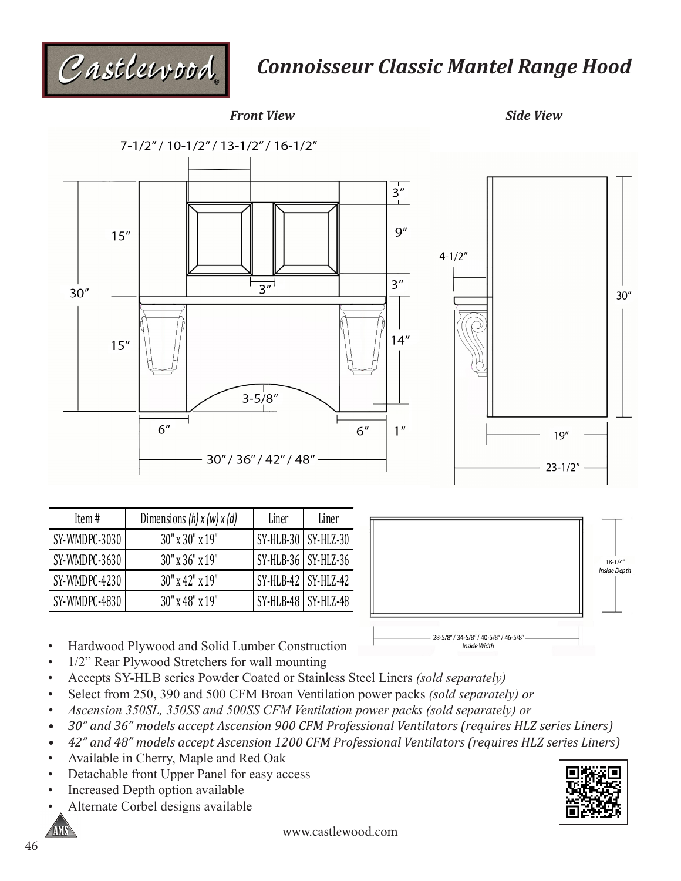# Connoisseur Classic Mantel Range Hood

*Front View*

*Side View*

7-1/2" / 10-1/2" / 13-1/2" / 16-1/2"

15"

30"

15"

3"

9"

3"

3"

14"

3-5/8"

6"

6"

1"

30" / 36" / 42" / 48"

4-1/2"

30"

19"

23-1/2"

18-1/4" *Inside Depth*

28-5/8" / 34-5/8" / 40-5/8" / 46-5/8" *Inside Width*

| Item # | Dimensions *(h) x (w) x (d)* | Liner | Liner |
|---|---|---|---|
| SY-WMDPC-3030 | 30" x 30" x 19" | SY-HLB-30 | SY-HLZ-30 |
| SY-WMDPC-3630 | 30" x 36" x 19" | SY-HLB-36 | SY-HLZ-36 |
| SY-WMDPC-4230 | 30" x 42" x 19" | SY-HLB-42 | SY-HLZ-42 |
| SY-WMDPC-4830 | 30" x 48" x 19" | SY-HLB-48 | SY-HLZ-48 |

- Hardwood Plywood and Solid Lumber Construction
- 1/2" Rear Plywood Stretchers for wall mounting
- Accepts SY-HLB series Powder Coated or Stainless Steel Liners *(sold separately)*
- Select from 250, 390 and 500 CFM Broan Ventilation power packs *(sold separately) or*
- *Ascension 350SL, 350SS and 500SS CFM Ventilation power packs (sold separately) or*
- *30" and 36" models accept Ascension 900 CFM Professional Ventilators (requires HLZ series Liners)*
- *42" and 48" models accept Ascension 1200 CFM Professional Ventilators (requires HLZ series Liners)*
- Available in Cherry, Maple and Red Oak
- Detachable front Upper Panel for easy access
- Increased Depth option available
- Alternate Corbel designs available

www.castlewood.com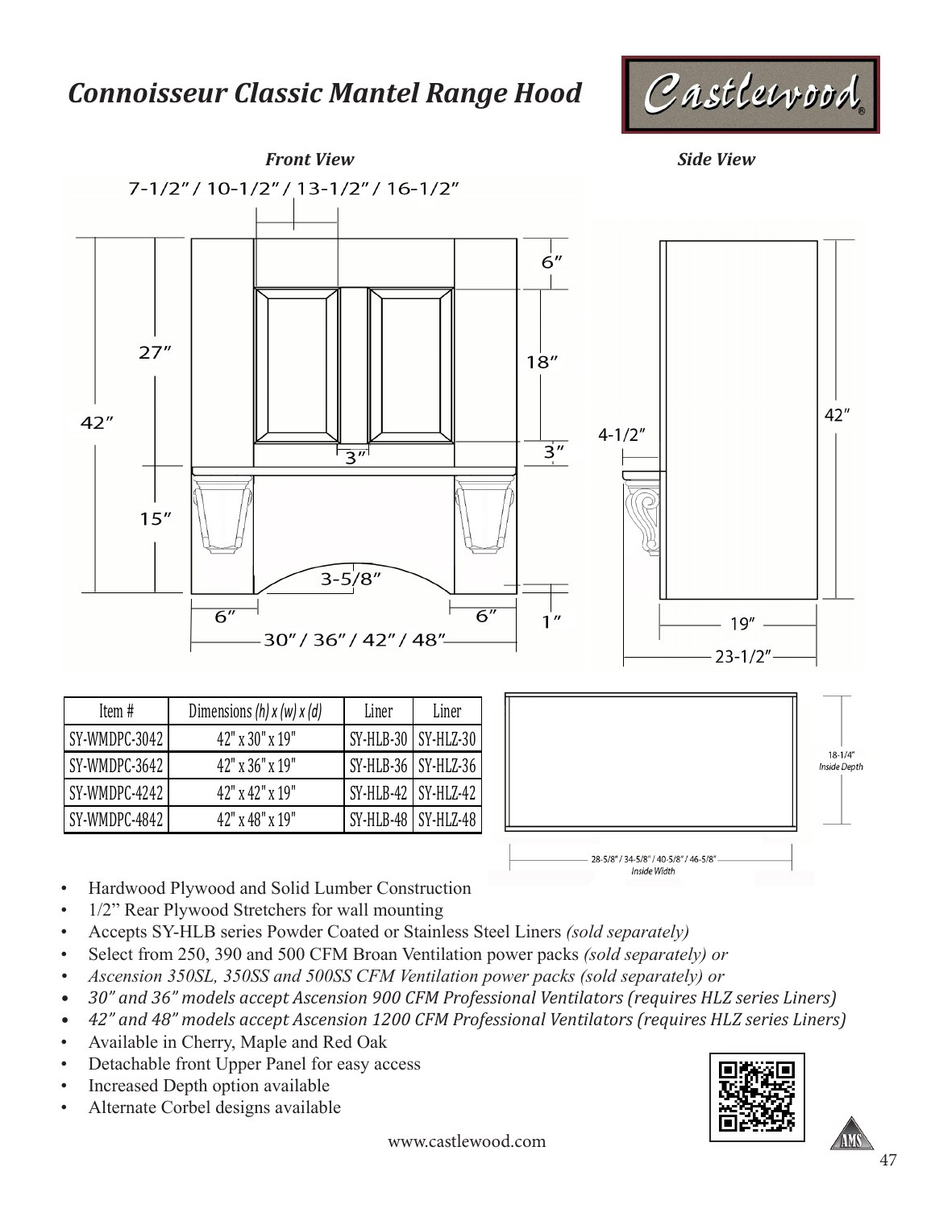# Connoisseur Classic Mantel Range Hood

Castlewood®

*Front View*

7-1/2" / 10-1/2" / 13-1/2" / 16-1/2"

42"

27"

15"

6"

18"

3"

3"

3-5/8"

6"

6"

1"

30" / 36" / 42" / 48"

*Side View*

4-1/2"

42"

19"

23-1/2"

| Item # | Dimensions *(h) x (w) x (d)* | Liner | Liner |
|---|---|---|---|
| SY-WMDPC-3042 | 42" x 30" x 19" | SY-HLB-30 | SY-HLZ-30 |
| SY-WMDPC-3642 | 42" x 36" x 19" | SY-HLB-36 | SY-HLZ-36 |
| SY-WMDPC-4242 | 42" x 42" x 19" | SY-HLB-42 | SY-HLZ-42 |
| SY-WMDPC-4842 | 42" x 48" x 19" | SY-HLB-48 | SY-HLZ-48 |

18-1/4"
*Inside Depth*

28-5/8" / 34-5/8" / 40-5/8" / 46-5/8"
*Inside Width*

- Hardwood Plywood and Solid Lumber Construction
- 1/2" Rear Plywood Stretchers for wall mounting
- Accepts SY-HLB series Powder Coated or Stainless Steel Liners *(sold separately)*
- Select from 250, 390 and 500 CFM Broan Ventilation power packs *(sold separately) or*
- *Ascension 350SL, 350SS and 500SS CFM Ventilation power packs (sold separately) or*
- *30" and 36" models accept Ascension 900 CFM Professional Ventilators (requires HLZ series Liners)*
- *42" and 48" models accept Ascension 1200 CFM Professional Ventilators (requires HLZ series Liners)*
- Available in Cherry, Maple and Red Oak
- Detachable front Upper Panel for easy access
- Increased Depth option available
- Alternate Corbel designs available

www.castlewood.com